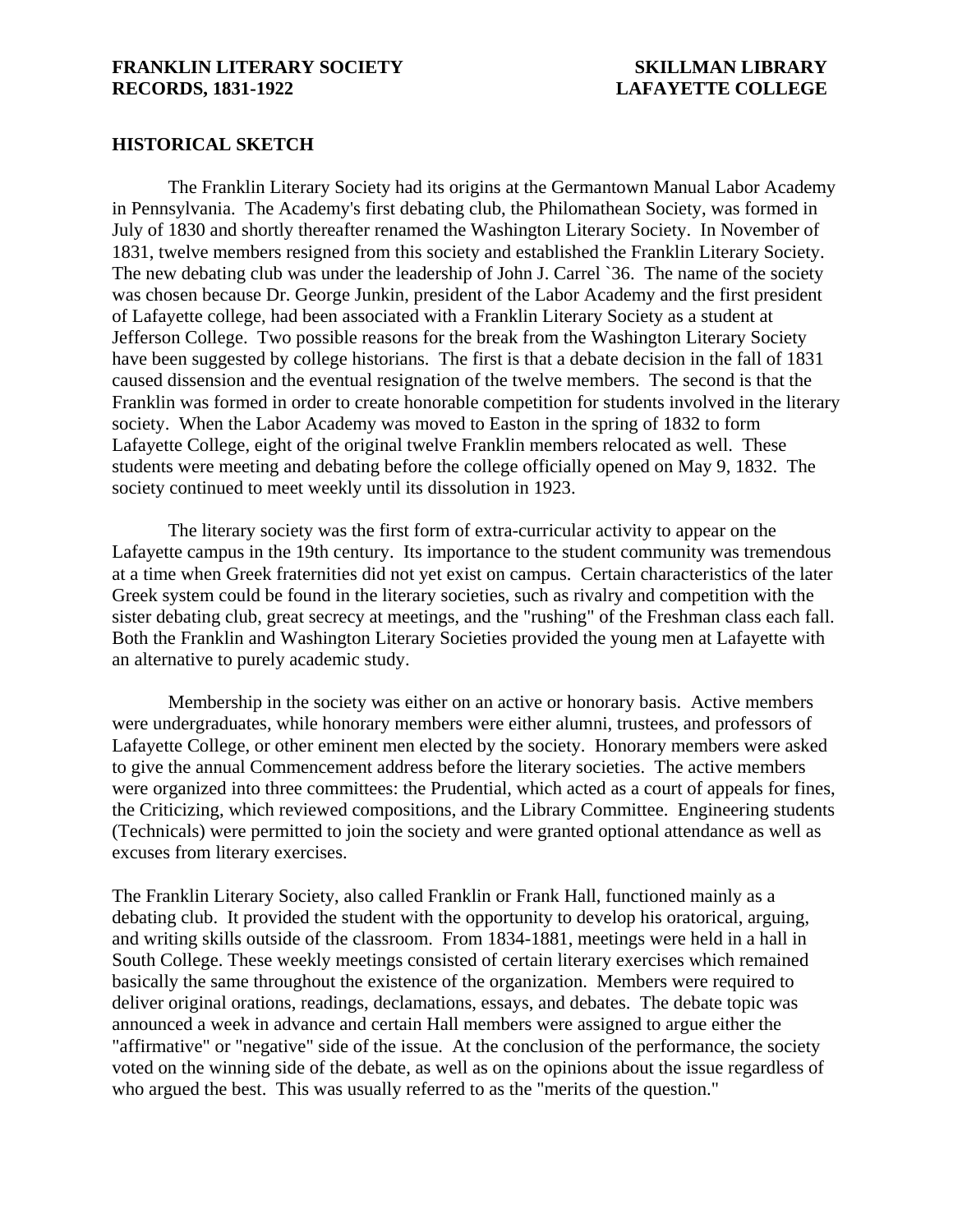**FRANKLIN LITERARY SOCIETY RECORDS, 1831-1922**

**SKILLMAN LIBRARY LAFAYETTE COLLEGE**

## HISTORICAL SKETCH

The Franklin Literary Society had its origins at the Germantown Manual Labor Academy in Pennsylvania. The Academy's first debating club, the Philomathean Society, was formed in July of 1830 and shortly thereafter renamed the Washington Literary Society. In November of 1831, twelve members resigned from this society and established the Franklin Literary Society. The new debating club was under the leadership of John J. Carrel `36. The name of the society was chosen because Dr. George Junkin, president of the Labor Academy and the first president of Lafayette college, had been associated with a Franklin Literary Society as a student at Jefferson College. Two possible reasons for the break from the Washington Literary Society have been suggested by college historians. The first is that a debate decision in the fall of 1831 caused dissension and the eventual resignation of the twelve members. The second is that the Franklin was formed in order to create honorable competition for students involved in the literary society. When the Labor Academy was moved to Easton in the spring of 1832 to form Lafayette College, eight of the original twelve Franklin members relocated as well. These students were meeting and debating before the college officially opened on May 9, 1832. The society continued to meet weekly until its dissolution in 1923.

The literary society was the first form of extra-curricular activity to appear on the Lafayette campus in the 19th century. Its importance to the student community was tremendous at a time when Greek fraternities did not yet exist on campus. Certain characteristics of the later Greek system could be found in the literary societies, such as rivalry and competition with the sister debating club, great secrecy at meetings, and the "rushing" of the Freshman class each fall. Both the Franklin and Washington Literary Societies provided the young men at Lafayette with an alternative to purely academic study.

Membership in the society was either on an active or honorary basis. Active members were undergraduates, while honorary members were either alumni, trustees, and professors of Lafayette College, or other eminent men elected by the society. Honorary members were asked to give the annual Commencement address before the literary societies. The active members were organized into three committees: the Prudential, which acted as a court of appeals for fines, the Criticizing, which reviewed compositions, and the Library Committee. Engineering students (Technicals) were permitted to join the society and were granted optional attendance as well as excuses from literary exercises.

The Franklin Literary Society, also called Franklin or Frank Hall, functioned mainly as a debating club. It provided the student with the opportunity to develop his oratorical, arguing, and writing skills outside of the classroom. From 1834-1881, meetings were held in a hall in South College. These weekly meetings consisted of certain literary exercises which remained basically the same throughout the existence of the organization. Members were required to deliver original orations, readings, declamations, essays, and debates. The debate topic was announced a week in advance and certain Hall members were assigned to argue either the "affirmative" or "negative" side of the issue. At the conclusion of the performance, the society voted on the winning side of the debate, as well as on the opinions about the issue regardless of who argued the best. This was usually referred to as the "merits of the question."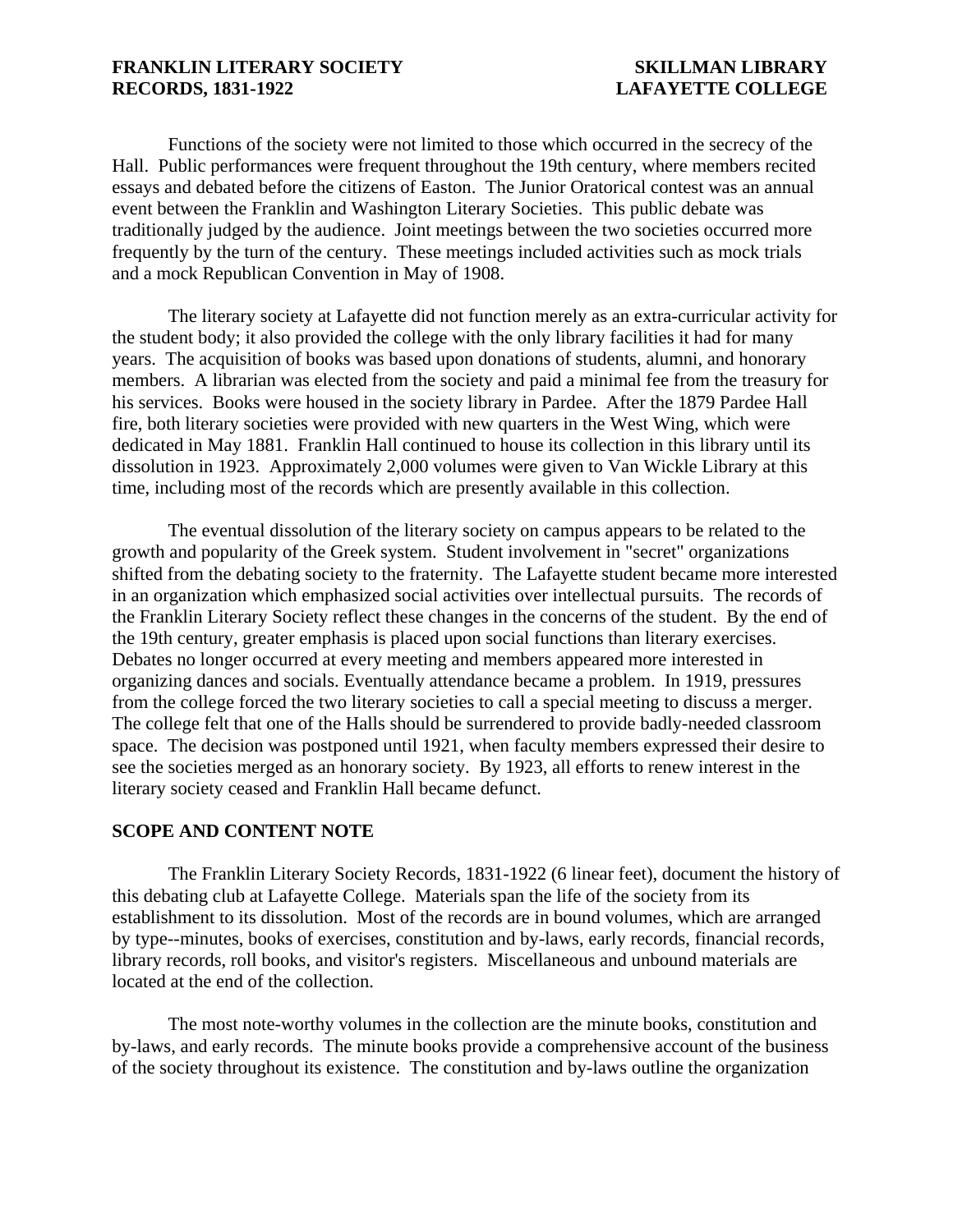Functions of the society were not limited to those which occurred in the secrecy of the Hall. Public performances were frequent throughout the 19th century, where members recited essays and debated before the citizens of Easton. The Junior Oratorical contest was an annual event between the Franklin and Washington Literary Societies. This public debate was traditionally judged by the audience. Joint meetings between the two societies occurred more frequently by the turn of the century. These meetings included activities such as mock trials and a mock Republican Convention in May of 1908.

The literary society at Lafayette did not function merely as an extra-curricular activity for the student body; it also provided the college with the only library facilities it had for many years. The acquisition of books was based upon donations of students, alumni, and honorary members. A librarian was elected from the society and paid a minimal fee from the treasury for his services. Books were housed in the society library in Pardee. After the 1879 Pardee Hall fire, both literary societies were provided with new quarters in the West Wing, which were dedicated in May 1881. Franklin Hall continued to house its collection in this library until its dissolution in 1923. Approximately 2,000 volumes were given to Van Wickle Library at this time, including most of the records which are presently available in this collection.

The eventual dissolution of the literary society on campus appears to be related to the growth and popularity of the Greek system. Student involvement in "secret" organizations shifted from the debating society to the fraternity. The Lafayette student became more interested in an organization which emphasized social activities over intellectual pursuits. The records of the Franklin Literary Society reflect these changes in the concerns of the student. By the end of the 19th century, greater emphasis is placed upon social functions than literary exercises. Debates no longer occurred at every meeting and members appeared more interested in organizing dances and socials. Eventually attendance became a problem. In 1919, pressures from the college forced the two literary societies to call a special meeting to discuss a merger. The college felt that one of the Halls should be surrendered to provide badly-needed classroom space. The decision was postponed until 1921, when faculty members expressed their desire to see the societies merged as an honorary society. By 1923, all efforts to renew interest in the literary society ceased and Franklin Hall became defunct.

## SCOPE AND CONTENT NOTE

The Franklin Literary Society Records, 1831-1922 (6 linear feet), document the history of this debating club at Lafayette College. Materials span the life of the society from its establishment to its dissolution. Most of the records are in bound volumes, which are arranged by type--minutes, books of exercises, constitution and by-laws, early records, financial records, library records, roll books, and visitor's registers. Miscellaneous and unbound materials are located at the end of the collection.

The most note-worthy volumes in the collection are the minute books, constitution and by-laws, and early records. The minute books provide a comprehensive account of the business of the society throughout its existence. The constitution and by-laws outline the organization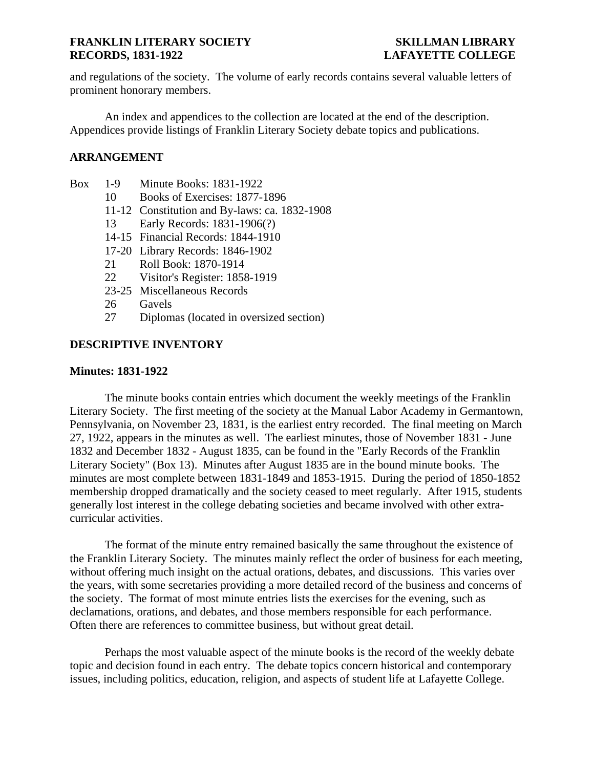and regulations of the society. The volume of early records contains several valuable letters of prominent honorary members.

An index and appendices to the collection are located at the end of the description. Appendices provide listings of Franklin Literary Society debate topics and publications.

## ARRANGEMENT

| | | |
|---|---|---|
| Box | 1-9 | Minute Books: 1831-1922 |
| | 10 | Books of Exercises: 1877-1896 |
| | 11-12 | Constitution and By-laws: ca. 1832-1908 |
| | 13 | Early Records: 1831-1906(?) |
| | 14-15 | Financial Records: 1844-1910 |
| | 17-20 | Library Records: 1846-1902 |
| | 21 | Roll Book: 1870-1914 |
| | 22 | Visitor's Register: 1858-1919 |
| | 23-25 | Miscellaneous Records |
| | 26 | Gavels |
| | 27 | Diplomas (located in oversized section) |

## DESCRIPTIVE INVENTORY

### Minutes: 1831-1922

The minute books contain entries which document the weekly meetings of the Franklin Literary Society. The first meeting of the society at the Manual Labor Academy in Germantown, Pennsylvania, on November 23, 1831, is the earliest entry recorded. The final meeting on March 27, 1922, appears in the minutes as well. The earliest minutes, those of November 1831 - June 1832 and December 1832 - August 1835, can be found in the "Early Records of the Franklin Literary Society" (Box 13). Minutes after August 1835 are in the bound minute books. The minutes are most complete between 1831-1849 and 1853-1915. During the period of 1850-1852 membership dropped dramatically and the society ceased to meet regularly. After 1915, students generally lost interest in the college debating societies and became involved with other extra-curricular activities.

The format of the minute entry remained basically the same throughout the existence of the Franklin Literary Society. The minutes mainly reflect the order of business for each meeting, without offering much insight on the actual orations, debates, and discussions. This varies over the years, with some secretaries providing a more detailed record of the business and concerns of the society. The format of most minute entries lists the exercises for the evening, such as declamations, orations, and debates, and those members responsible for each performance. Often there are references to committee business, but without great detail.

Perhaps the most valuable aspect of the minute books is the record of the weekly debate topic and decision found in each entry. The debate topics concern historical and contemporary issues, including politics, education, religion, and aspects of student life at Lafayette College.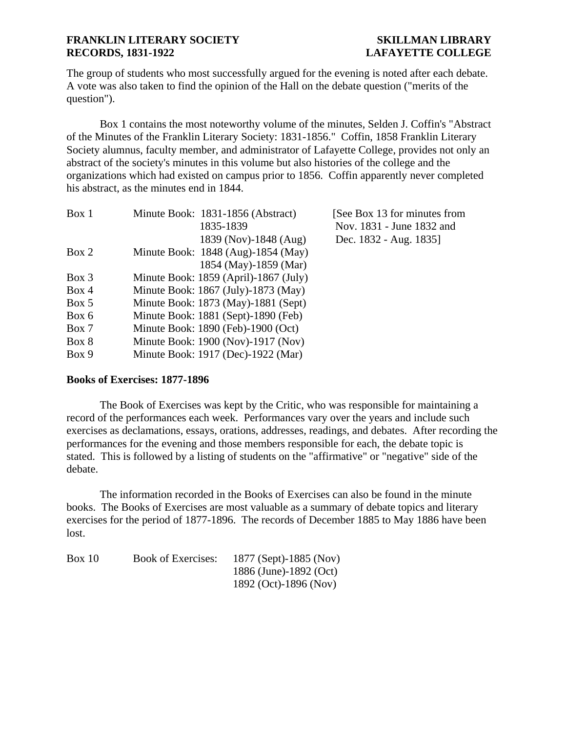The group of students who most successfully argued for the evening is noted after each debate. A vote was also taken to find the opinion of the Hall on the debate question ("merits of the question").

Box 1 contains the most noteworthy volume of the minutes, Selden J. Coffin's "Abstract of the Minutes of the Franklin Literary Society: 1831-1856." Coffin, 1858 Franklin Literary Society alumnus, faculty member, and administrator of Lafayette College, provides not only an abstract of the society's minutes in this volume but also histories of the college and the organizations which had existed on campus prior to 1856. Coffin apparently never completed his abstract, as the minutes end in 1844.

| | | |
|---|---|---|
| Box 1 | Minute Book: 1831-1856 (Abstract) | [See Box 13 for minutes from |
| | 1835-1839 | Nov. 1831 - June 1832 and |
| | 1839 (Nov)-1848 (Aug) | Dec. 1832 - Aug. 1835] |
| Box 2 | Minute Book: 1848 (Aug)-1854 (May) | |
| | 1854 (May)-1859 (Mar) | |
| Box 3 | Minute Book: 1859 (April)-1867 (July) | |
| Box 4 | Minute Book: 1867 (July)-1873 (May) | |
| Box 5 | Minute Book: 1873 (May)-1881 (Sept) | |
| Box 6 | Minute Book: 1881 (Sept)-1890 (Feb) | |
| Box 7 | Minute Book: 1890 (Feb)-1900 (Oct) | |
| Box 8 | Minute Book: 1900 (Nov)-1917 (Nov) | |
| Box 9 | Minute Book: 1917 (Dec)-1922 (Mar) | |

**Books of Exercises: 1877-1896**

The Book of Exercises was kept by the Critic, who was responsible for maintaining a record of the performances each week. Performances vary over the years and include such exercises as declamations, essays, orations, addresses, readings, and debates. After recording the performances for the evening and those members responsible for each, the debate topic is stated. This is followed by a listing of students on the "affirmative" or "negative" side of the debate.

The information recorded in the Books of Exercises can also be found in the minute books. The Books of Exercises are most valuable as a summary of debate topics and literary exercises for the period of 1877-1896. The records of December 1885 to May 1886 have been lost.

| | | |
|---|---|---|
| Box 10 | Book of Exercises: | 1877 (Sept)-1885 (Nov) |
| | | 1886 (June)-1892 (Oct) |
| | | 1892 (Oct)-1896 (Nov) |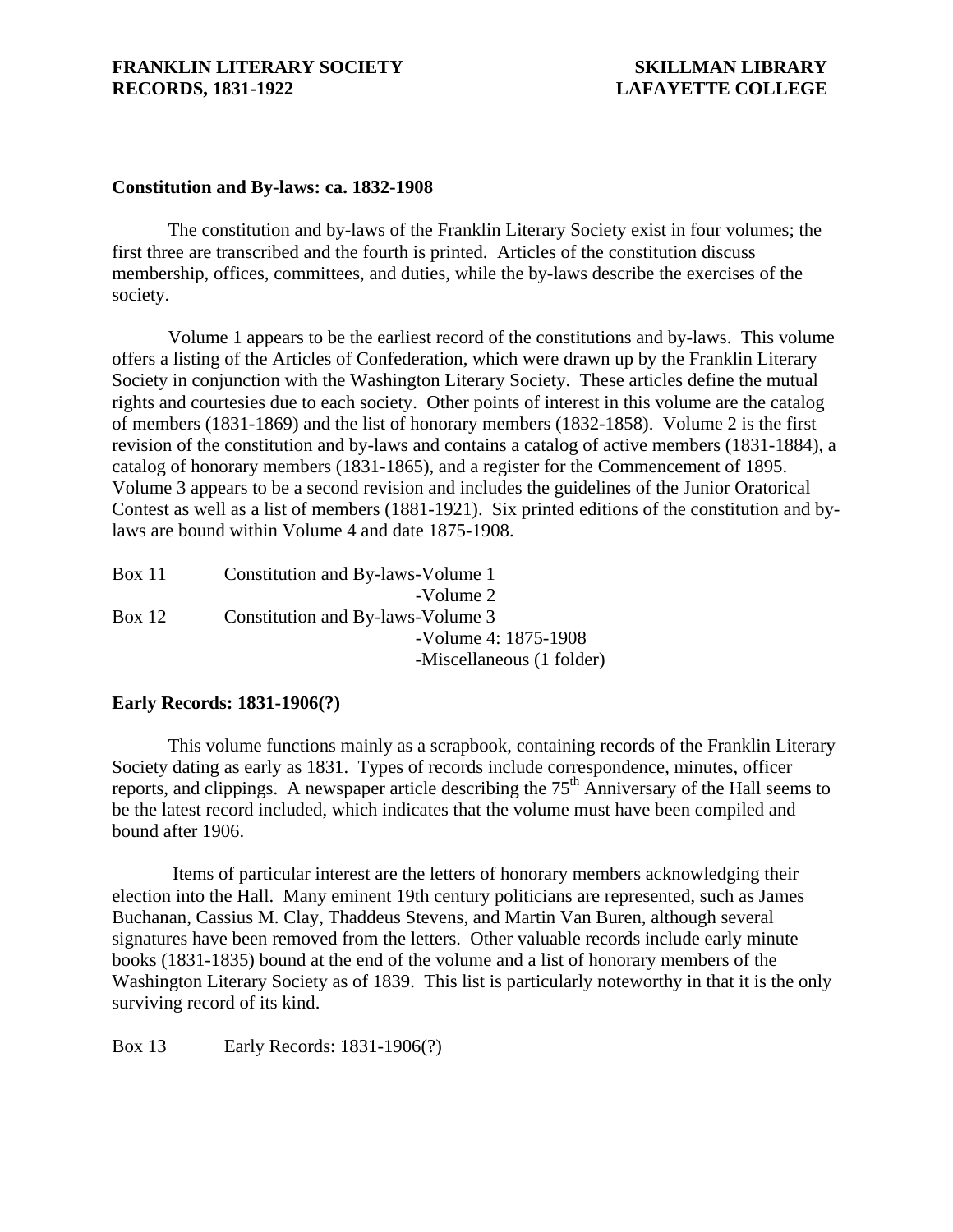## Constitution and By-laws: ca. 1832-1908

The constitution and by-laws of the Franklin Literary Society exist in four volumes; the first three are transcribed and the fourth is printed. Articles of the constitution discuss membership, offices, committees, and duties, while the by-laws describe the exercises of the society.

Volume 1 appears to be the earliest record of the constitutions and by-laws. This volume offers a listing of the Articles of Confederation, which were drawn up by the Franklin Literary Society in conjunction with the Washington Literary Society. These articles define the mutual rights and courtesies due to each society. Other points of interest in this volume are the catalog of members (1831-1869) and the list of honorary members (1832-1858). Volume 2 is the first revision of the constitution and by-laws and contains a catalog of active members (1831-1884), a catalog of honorary members (1831-1865), and a register for the Commencement of 1895. Volume 3 appears to be a second revision and includes the guidelines of the Junior Oratorical Contest as well as a list of members (1881-1921). Six printed editions of the constitution and by-laws are bound within Volume 4 and date 1875-1908.

| | |
|---|---|
| Box 11 | Constitution and By-laws-Volume 1 |
| | -Volume 2 |
| Box 12 | Constitution and By-laws-Volume 3 |
| | -Volume 4: 1875-1908 |
| | -Miscellaneous (1 folder) |

## Early Records: 1831-1906(?)

This volume functions mainly as a scrapbook, containing records of the Franklin Literary Society dating as early as 1831. Types of records include correspondence, minutes, officer reports, and clippings. A newspaper article describing the 75th Anniversary of the Hall seems to be the latest record included, which indicates that the volume must have been compiled and bound after 1906.

Items of particular interest are the letters of honorary members acknowledging their election into the Hall. Many eminent 19th century politicians are represented, such as James Buchanan, Cassius M. Clay, Thaddeus Stevens, and Martin Van Buren, although several signatures have been removed from the letters. Other valuable records include early minute books (1831-1835) bound at the end of the volume and a list of honorary members of the Washington Literary Society as of 1839. This list is particularly noteworthy in that it is the only surviving record of its kind.

| | |
|---|---|
| Box 13 | Early Records: 1831-1906(?) |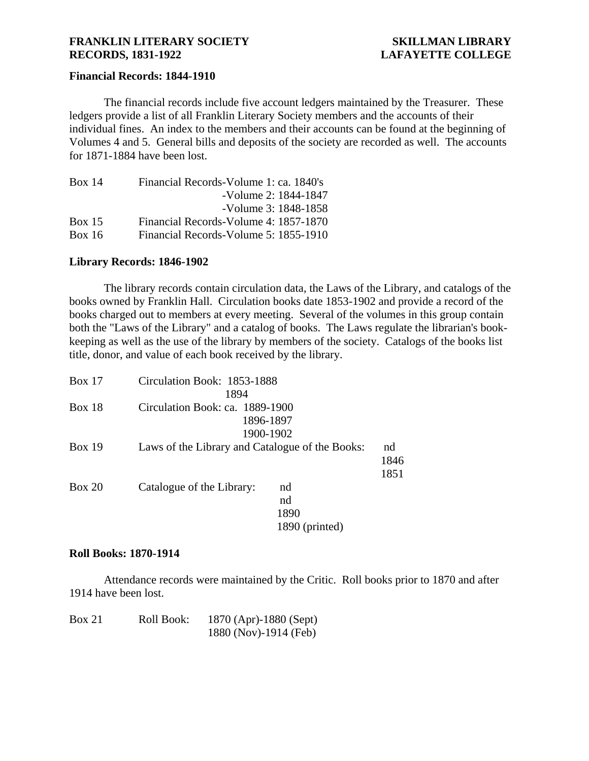**FRANKLIN LITERARY SOCIETY RECORDS, 1831-1922**

**SKILLMAN LIBRARY LAFAYETTE COLLEGE**

**Financial Records: 1844-1910**

The financial records include five account ledgers maintained by the Treasurer. These ledgers provide a list of all Franklin Literary Society members and the accounts of their individual fines. An index to the members and their accounts can be found at the beginning of Volumes 4 and 5. General bills and deposits of the society are recorded as well. The accounts for 1871-1884 have been lost.

| | |
|---|---|
| Box 14 | Financial Records-Volume 1: ca. 1840's |
| | -Volume 2: 1844-1847 |
| | -Volume 3: 1848-1858 |
| Box 15 | Financial Records-Volume 4: 1857-1870 |
| Box 16 | Financial Records-Volume 5: 1855-1910 |

**Library Records: 1846-1902**

The library records contain circulation data, the Laws of the Library, and catalogs of the books owned by Franklin Hall. Circulation books date 1853-1902 and provide a record of the books charged out to members at every meeting. Several of the volumes in this group contain both the "Laws of the Library" and a catalog of books. The Laws regulate the librarian's book-keeping as well as the use of the library by members of the society. Catalogs of the books list title, donor, and value of each book received by the library.

| | | |
|---|---|---|
| Box 17 | Circulation Book: | 1853-1888 |
| | | 1894 |
| Box 18 | Circulation Book: | ca. 1889-1900 |
| | | 1896-1897 |
| | | 1900-1902 |
| Box 19 | Laws of the Library and Catalogue of the Books: | nd |
| | | 1846 |
| | | 1851 |
| Box 20 | Catalogue of the Library: | nd |
| | | nd |
| | | 1890 |
| | | 1890 (printed) |

**Roll Books: 1870-1914**

Attendance records were maintained by the Critic. Roll books prior to 1870 and after 1914 have been lost.

| | | |
|---|---|---|
| Box 21 | Roll Book: | 1870 (Apr)-1880 (Sept) |
| | | 1880 (Nov)-1914 (Feb) |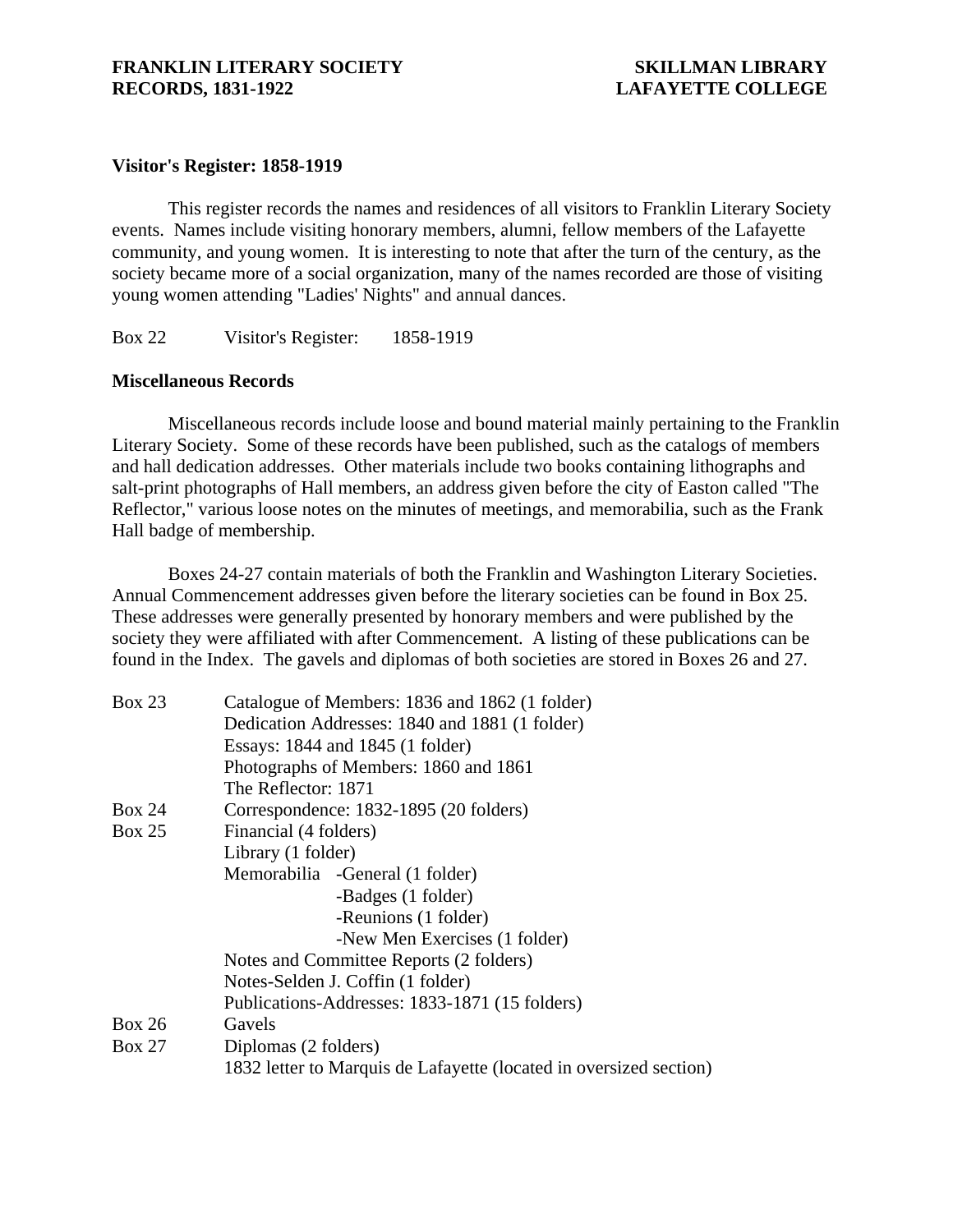### Visitor's Register: 1858-1919

This register records the names and residences of all visitors to Franklin Literary Society events. Names include visiting honorary members, alumni, fellow members of the Lafayette community, and young women. It is interesting to note that after the turn of the century, as the society became more of a social organization, many of the names recorded are those of visiting young women attending "Ladies' Nights" and annual dances.

| | | |
|---|---|---|
| Box 22 | Visitor's Register: | 1858-1919 |

### Miscellaneous Records

Miscellaneous records include loose and bound material mainly pertaining to the Franklin Literary Society. Some of these records have been published, such as the catalogs of members and hall dedication addresses. Other materials include two books containing lithographs and salt-print photographs of Hall members, an address given before the city of Easton called "The Reflector," various loose notes on the minutes of meetings, and memorabilia, such as the Frank Hall badge of membership.

Boxes 24-27 contain materials of both the Franklin and Washington Literary Societies. Annual Commencement addresses given before the literary societies can be found in Box 25. These addresses were generally presented by honorary members and were published by the society they were affiliated with after Commencement. A listing of these publications can be found in the Index. The gavels and diplomas of both societies are stored in Boxes 26 and 27.

| | |
|---|---|
| Box 23 | Catalogue of Members: 1836 and 1862 (1 folder) |
| | Dedication Addresses: 1840 and 1881 (1 folder) |
| | Essays: 1844 and 1845 (1 folder) |
| | Photographs of Members: 1860 and 1861 |
| | The Reflector: 1871 |
| Box 24 | Correspondence: 1832-1895 (20 folders) |
| Box 25 | Financial (4 folders) |
| | Library (1 folder) |
| | Memorabilia -General (1 folder) |
| | -Badges (1 folder) |
| | -Reunions (1 folder) |
| | -New Men Exercises (1 folder) |
| | Notes and Committee Reports (2 folders) |
| | Notes-Selden J. Coffin (1 folder) |
| | Publications-Addresses: 1833-1871 (15 folders) |
| Box 26 | Gavels |
| Box 27 | Diplomas (2 folders) |
| | 1832 letter to Marquis de Lafayette (located in oversized section) |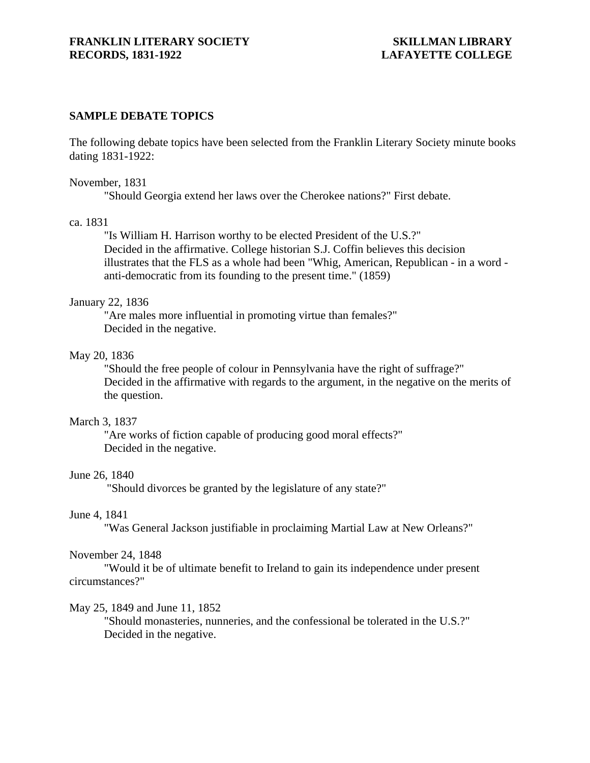## SAMPLE DEBATE TOPICS

The following debate topics have been selected from the Franklin Literary Society minute books dating 1831-1922:

November, 1831

"Should Georgia extend her laws over the Cherokee nations?" First debate.

ca. 1831

"Is William H. Harrison worthy to be elected President of the U.S.?" Decided in the affirmative. College historian S.J. Coffin believes this decision illustrates that the FLS as a whole had been "Whig, American, Republican - in a word - anti-democratic from its founding to the present time." (1859)

January 22, 1836

"Are males more influential in promoting virtue than females?" Decided in the negative.

May 20, 1836

"Should the free people of colour in Pennsylvania have the right of suffrage?" Decided in the affirmative with regards to the argument, in the negative on the merits of the question.

March 3, 1837

"Are works of fiction capable of producing good moral effects?" Decided in the negative.

June 26, 1840

"Should divorces be granted by the legislature of any state?"

June 4, 1841

"Was General Jackson justifiable in proclaiming Martial Law at New Orleans?"

November 24, 1848

"Would it be of ultimate benefit to Ireland to gain its independence under present circumstances?"

May 25, 1849 and June 11, 1852

"Should monasteries, nunneries, and the confessional be tolerated in the U.S.?" Decided in the negative.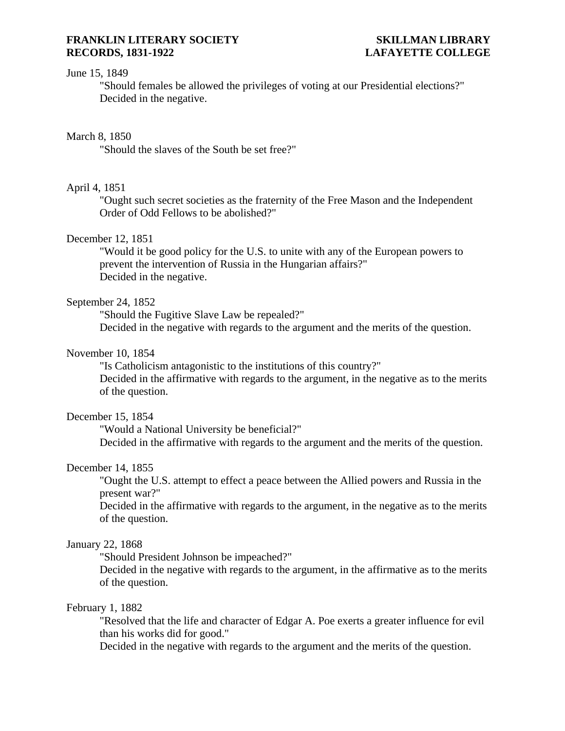June 15, 1849

"Should females be allowed the privileges of voting at our Presidential elections?"
Decided in the negative.

March 8, 1850

"Should the slaves of the South be set free?"

April 4, 1851

"Ought such secret societies as the fraternity of the Free Mason and the Independent Order of Odd Fellows to be abolished?"

December 12, 1851

"Would it be good policy for the U.S. to unite with any of the European powers to prevent the intervention of Russia in the Hungarian affairs?"
Decided in the negative.

September 24, 1852

"Should the Fugitive Slave Law be repealed?"
Decided in the negative with regards to the argument and the merits of the question.

November 10, 1854

"Is Catholicism antagonistic to the institutions of this country?"
Decided in the affirmative with regards to the argument, in the negative as to the merits of the question.

December 15, 1854

"Would a National University be beneficial?"
Decided in the affirmative with regards to the argument and the merits of the question.

December 14, 1855

"Ought the U.S. attempt to effect a peace between the Allied powers and Russia in the present war?"
Decided in the affirmative with regards to the argument, in the negative as to the merits of the question.

January 22, 1868

"Should President Johnson be impeached?"
Decided in the negative with regards to the argument, in the affirmative as to the merits of the question.

February 1, 1882

"Resolved that the life and character of Edgar A. Poe exerts a greater influence for evil than his works did for good."
Decided in the negative with regards to the argument and the merits of the question.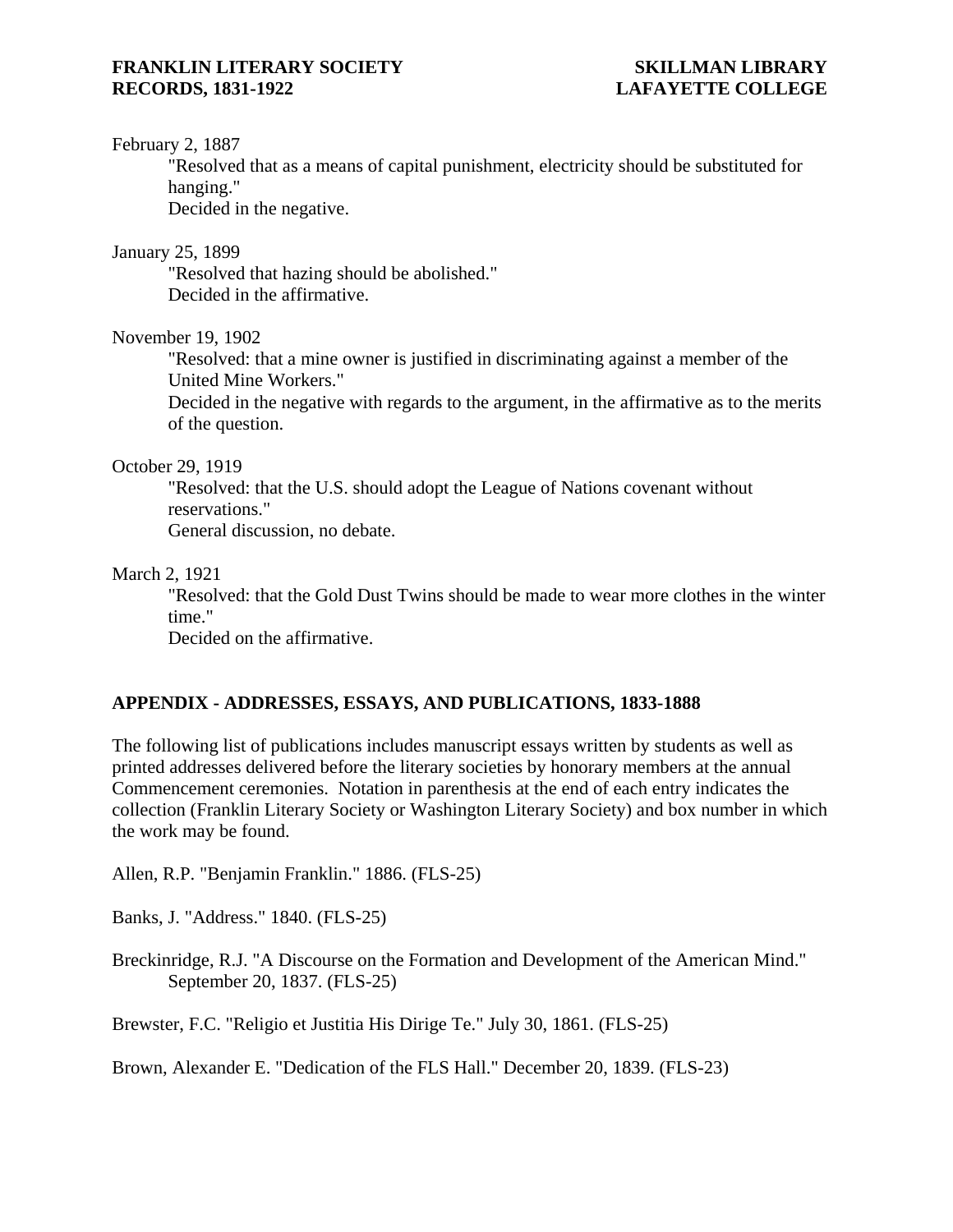February 2, 1887

"Resolved that as a means of capital punishment, electricity should be substituted for hanging."
Decided in the negative.

January 25, 1899

"Resolved that hazing should be abolished."
Decided in the affirmative.

November 19, 1902

"Resolved: that a mine owner is justified in discriminating against a member of the United Mine Workers."
Decided in the negative with regards to the argument, in the affirmative as to the merits of the question.

October 29, 1919

"Resolved: that the U.S. should adopt the League of Nations covenant without reservations."
General discussion, no debate.

March 2, 1921

"Resolved: that the Gold Dust Twins should be made to wear more clothes in the winter time."
Decided on the affirmative.

## APPENDIX - ADDRESSES, ESSAYS, AND PUBLICATIONS, 1833-1888

The following list of publications includes manuscript essays written by students as well as printed addresses delivered before the literary societies by honorary members at the annual Commencement ceremonies. Notation in parenthesis at the end of each entry indicates the collection (Franklin Literary Society or Washington Literary Society) and box number in which the work may be found.

Allen, R.P. "Benjamin Franklin." 1886. (FLS-25)

Banks, J. "Address." 1840. (FLS-25)

Breckinridge, R.J. "A Discourse on the Formation and Development of the American Mind." September 20, 1837. (FLS-25)

Brewster, F.C. "Religio et Justitia His Dirige Te." July 30, 1861. (FLS-25)

Brown, Alexander E. "Dedication of the FLS Hall." December 20, 1839. (FLS-23)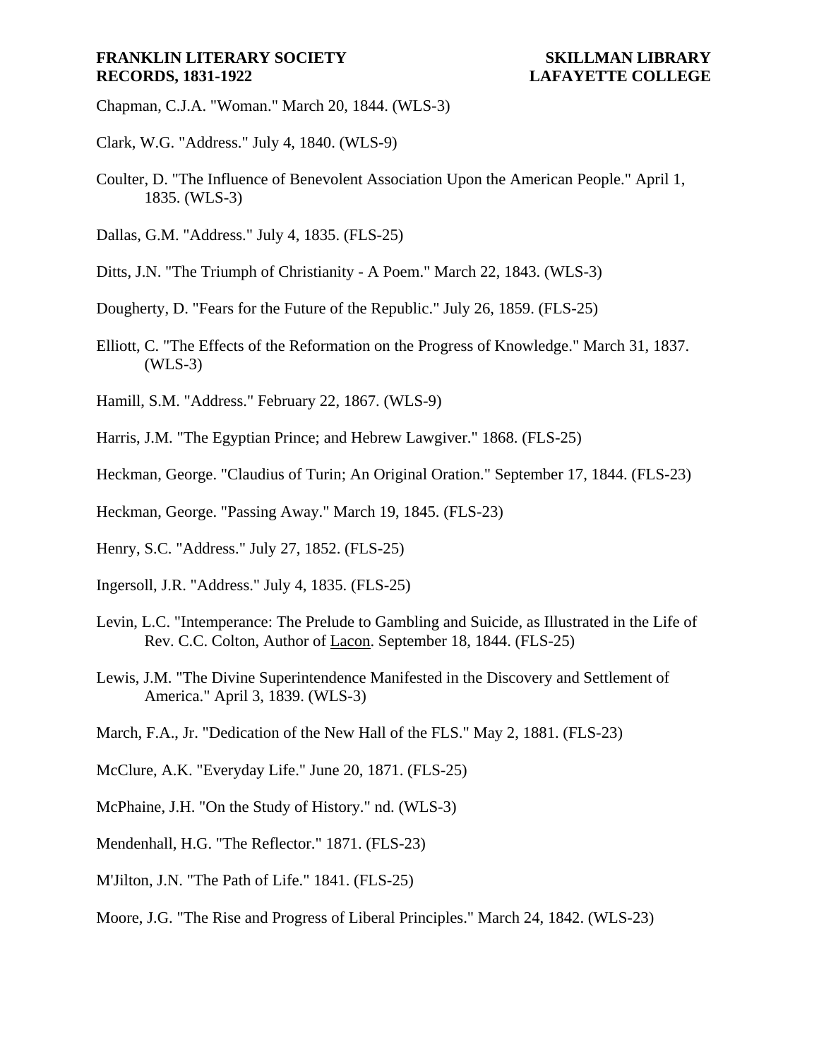Chapman, C.J.A. "Woman." March 20, 1844. (WLS-3)

Clark, W.G. "Address." July 4, 1840. (WLS-9)

Coulter, D. "The Influence of Benevolent Association Upon the American People." April 1, 1835. (WLS-3)

Dallas, G.M. "Address." July 4, 1835. (FLS-25)

Ditts, J.N. "The Triumph of Christianity - A Poem." March 22, 1843. (WLS-3)

Dougherty, D. "Fears for the Future of the Republic." July 26, 1859. (FLS-25)

Elliott, C. "The Effects of the Reformation on the Progress of Knowledge." March 31, 1837. (WLS-3)

Hamill, S.M. "Address." February 22, 1867. (WLS-9)

Harris, J.M. "The Egyptian Prince; and Hebrew Lawgiver." 1868. (FLS-25)

Heckman, George. "Claudius of Turin; An Original Oration." September 17, 1844. (FLS-23)

Heckman, George. "Passing Away." March 19, 1845. (FLS-23)

Henry, S.C. "Address." July 27, 1852. (FLS-25)

Ingersoll, J.R. "Address." July 4, 1835. (FLS-25)

Levin, L.C. "Intemperance: The Prelude to Gambling and Suicide, as Illustrated in the Life of Rev. C.C. Colton, Author of Lacon. September 18, 1844. (FLS-25)

Lewis, J.M. "The Divine Superintendence Manifested in the Discovery and Settlement of America." April 3, 1839. (WLS-3)

March, F.A., Jr. "Dedication of the New Hall of the FLS." May 2, 1881. (FLS-23)

McClure, A.K. "Everyday Life." June 20, 1871. (FLS-25)

McPhaine, J.H. "On the Study of History." nd. (WLS-3)

Mendenhall, H.G. "The Reflector." 1871. (FLS-23)

M'Jilton, J.N. "The Path of Life." 1841. (FLS-25)

Moore, J.G. "The Rise and Progress of Liberal Principles." March 24, 1842. (WLS-23)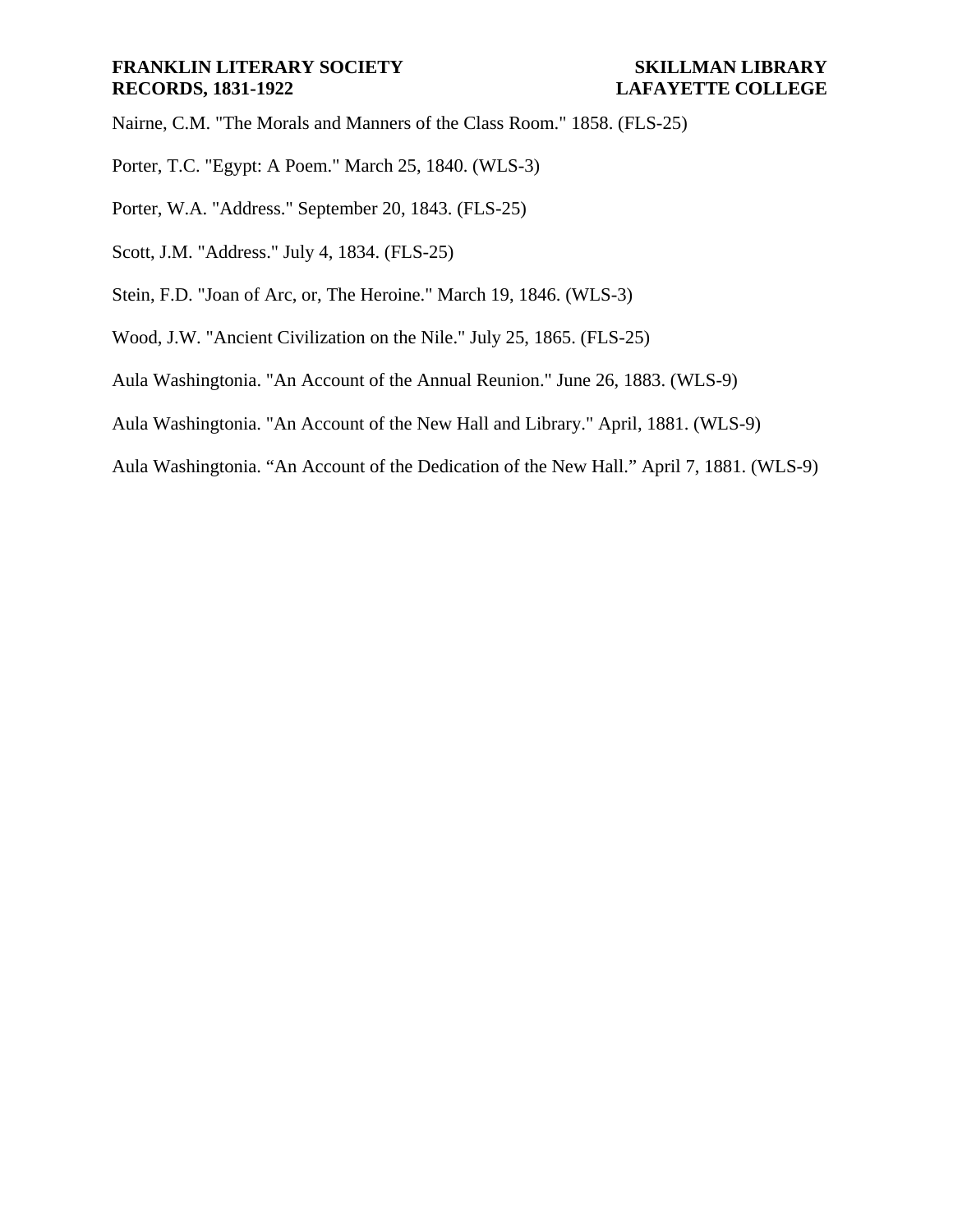Nairne, C.M. "The Morals and Manners of the Class Room." 1858. (FLS-25)

Porter, T.C. "Egypt: A Poem." March 25, 1840. (WLS-3)

Porter, W.A. "Address." September 20, 1843. (FLS-25)

Scott, J.M. "Address." July 4, 1834. (FLS-25)

Stein, F.D. "Joan of Arc, or, The Heroine." March 19, 1846. (WLS-3)

Wood, J.W. "Ancient Civilization on the Nile." July 25, 1865. (FLS-25)

Aula Washingtonia. "An Account of the Annual Reunion." June 26, 1883. (WLS-9)

Aula Washingtonia. "An Account of the New Hall and Library." April, 1881. (WLS-9)

Aula Washingtonia. “An Account of the Dedication of the New Hall.” April 7, 1881. (WLS-9)